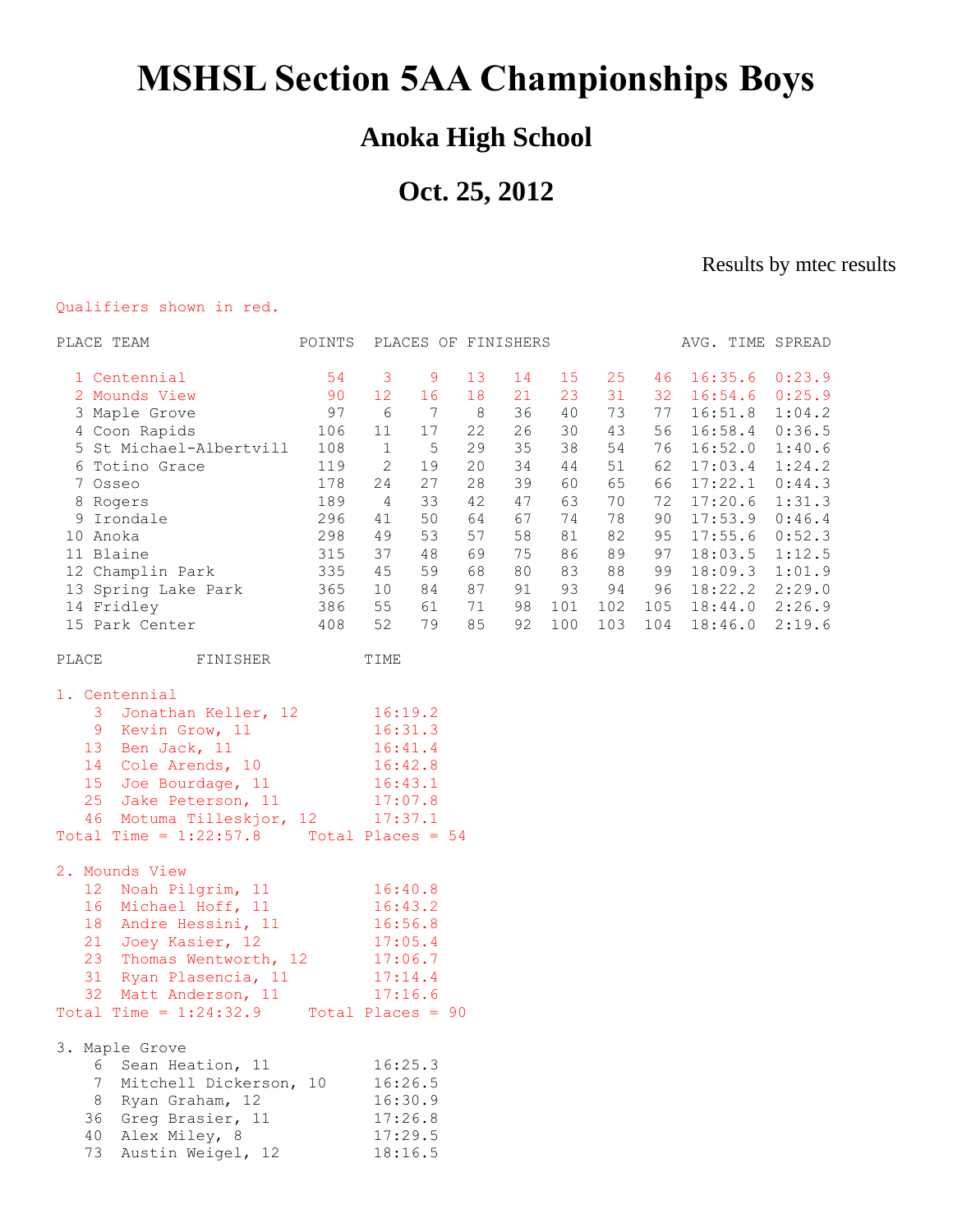# MSHSL Section 5AA Championships Boys

## Anoka High School

## Oct. 25, 2012

Results by mtec results

Qualifiers shown in red.

| PLACE | TEAM | POINTS | PLACES OF FINISHERS | | | | | | | AVG. TIME | SPREAD |
|---|---|---|---|---|---|---|---|---|---|---|---|
| 1 | Centennial | 54 | 3 | 9 | 13 | 14 | 15 | 25 | 46 | 16:35.6 | 0:23.9 |
| 2 | Mounds View | 90 | 12 | 16 | 18 | 21 | 23 | 31 | 32 | 16:54.6 | 0:25.9 |
| 3 | Maple Grove | 97 | 6 | 7 | 8 | 36 | 40 | 73 | 77 | 16:51.8 | 1:04.2 |
| 4 | Coon Rapids | 106 | 11 | 17 | 22 | 26 | 30 | 43 | 56 | 16:58.4 | 0:36.5 |
| 5 | St Michael-Albertvill | 108 | 1 | 5 | 29 | 35 | 38 | 54 | 76 | 16:52.0 | 1:40.6 |
| 6 | Totino Grace | 119 | 2 | 19 | 20 | 34 | 44 | 51 | 62 | 17:03.4 | 1:24.2 |
| 7 | Osseo | 178 | 24 | 27 | 28 | 39 | 60 | 65 | 66 | 17:22.1 | 0:44.3 |
| 8 | Rogers | 189 | 4 | 33 | 42 | 47 | 63 | 70 | 72 | 17:20.6 | 1:31.3 |
| 9 | Irondale | 296 | 41 | 50 | 64 | 67 | 74 | 78 | 90 | 17:53.9 | 0:46.4 |
| 10 | Anoka | 298 | 49 | 53 | 57 | 58 | 81 | 82 | 95 | 17:55.6 | 0:52.3 |
| 11 | Blaine | 315 | 37 | 48 | 69 | 75 | 86 | 89 | 97 | 18:03.5 | 1:12.5 |
| 12 | Champlin Park | 335 | 45 | 59 | 68 | 80 | 83 | 88 | 99 | 18:09.3 | 1:01.9 |
| 13 | Spring Lake Park | 365 | 10 | 84 | 87 | 91 | 93 | 94 | 96 | 18:22.2 | 2:29.0 |
| 14 | Fridley | 386 | 55 | 61 | 71 | 98 | 101 | 102 | 105 | 18:44.0 | 2:26.9 |
| 15 | Park Center | 408 | 52 | 79 | 85 | 92 | 100 | 103 | 104 | 18:46.0 | 2:19.6 |

| PLACE | FINISHER | TIME |
|---|---|---|
| **1. Centennial** | | |
| 3 | Jonathan Keller, 12 | 16:19.2 |
| 9 | Kevin Grow, 11 | 16:31.3 |
| 13 | Ben Jack, 11 | 16:41.4 |
| 14 | Cole Arends, 10 | 16:42.8 |
| 15 | Joe Bourdage, 11 | 16:43.1 |
| 25 | Jake Peterson, 11 | 17:07.8 |
| 46 | Motuma Tilleskjor, 12 | 17:37.1 |
| Total Time = 1:22:57.8 | Total Places = 54 | |
| **2. Mounds View** | | |
| 12 | Noah Pilgrim, 11 | 16:40.8 |
| 16 | Michael Hoff, 11 | 16:43.2 |
| 18 | Andre Hessini, 11 | 16:56.8 |
| 21 | Joey Kasier, 12 | 17:05.4 |
| 23 | Thomas Wentworth, 12 | 17:06.7 |
| 31 | Ryan Plasencia, 11 | 17:14.4 |
| 32 | Matt Anderson, 11 | 17:16.6 |
| Total Time = 1:24:32.9 | Total Places = 90 | |
| **3. Maple Grove** | | |
| 6 | Sean Heation, 11 | 16:25.3 |
| 7 | Mitchell Dickerson, 10 | 16:26.5 |
| 8 | Ryan Graham, 12 | 16:30.9 |
| 36 | Greg Brasier, 11 | 17:26.8 |
| 40 | Alex Miley, 8 | 17:29.5 |
| 73 | Austin Weigel, 12 | 18:16.5 |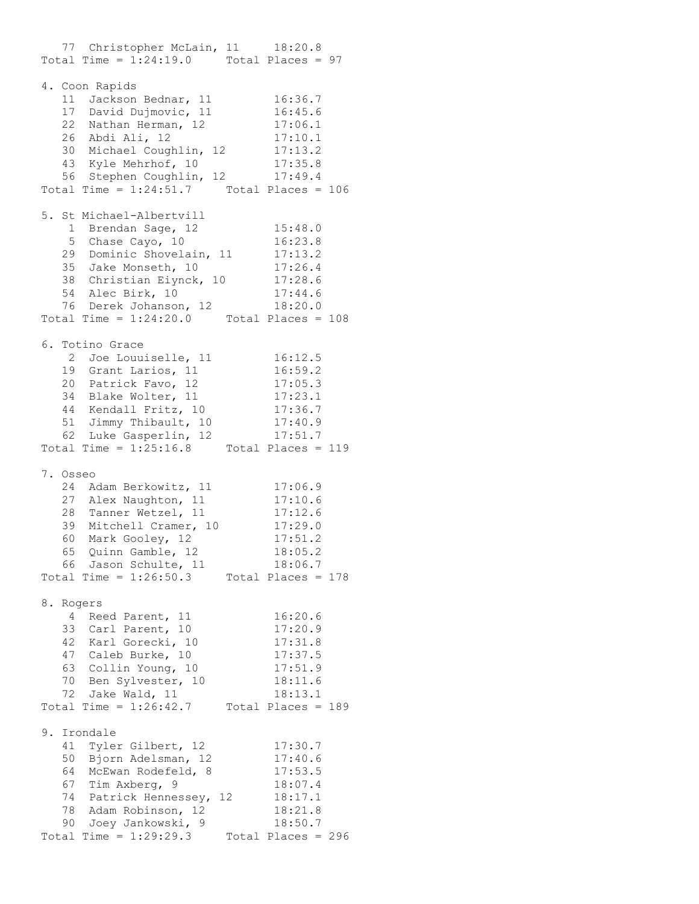```
   77  Christopher McLain, 11     18:20.8
Total Time = 1:24:19.0     Total Places = 97

4. Coon Rapids
   11  Jackson Bednar, 11         16:36.7
   17  David Dujmovic, 11         16:45.6
   22  Nathan Herman, 12          17:06.1
   26  Abdi Ali, 12               17:10.1
   30  Michael Coughlin, 12       17:13.2
   43  Kyle Mehrhof, 10           17:35.8
   56  Stephen Coughlin, 12       17:49.4
Total Time = 1:24:51.7     Total Places = 106

5. St Michael-Albertvill
    1  Brendan Sage, 12           15:48.0
    5  Chase Cayo, 10             16:23.8
   29  Dominic Shovelain, 11      17:13.2
   35  Jake Monseth, 10           17:26.4
   38  Christian Eiynck, 10       17:28.6
   54  Alec Birk, 10              17:44.6
   76  Derek Johanson, 12         18:20.0
Total Time = 1:24:20.0     Total Places = 108

6. Totino Grace
    2  Joe Louuiselle, 11         16:12.5
   19  Grant Larios, 11           16:59.2
   20  Patrick Favo, 12           17:05.3
   34  Blake Wolter, 11           17:23.1
   44  Kendall Fritz, 10          17:36.7
   51  Jimmy Thibault, 10         17:40.9
   62  Luke Gasperlin, 12         17:51.7
Total Time = 1:25:16.8     Total Places = 119

7. Osseo
   24  Adam Berkowitz, 11         17:06.9
   27  Alex Naughton, 11          17:10.6
   28  Tanner Wetzel, 11          17:12.6
   39  Mitchell Cramer, 10        17:29.0
   60  Mark Gooley, 12            17:51.2
   65  Quinn Gamble, 12           18:05.2
   66  Jason Schulte, 11          18:06.7
Total Time = 1:26:50.3     Total Places = 178

8. Rogers
    4  Reed Parent, 11            16:20.6
   33  Carl Parent, 10            17:20.9
   42  Karl Gorecki, 10           17:31.8
   47  Caleb Burke, 10            17:37.5
   63  Collin Young, 10           17:51.9
   70  Ben Sylvester, 10          18:11.6
   72  Jake Wald, 11              18:13.1
Total Time = 1:26:42.7     Total Places = 189

9. Irondale
   41  Tyler Gilbert, 12          17:30.7
   50  Bjorn Adelsman, 12         17:40.6
   64  McEwan Rodefeld, 8         17:53.5
   67  Tim Axberg, 9              18:07.4
   74  Patrick Hennessey, 12      18:17.1
   78  Adam Robinson, 12          18:21.8
   90  Joey Jankowski, 9          18:50.7
Total Time = 1:29:29.3     Total Places = 296
```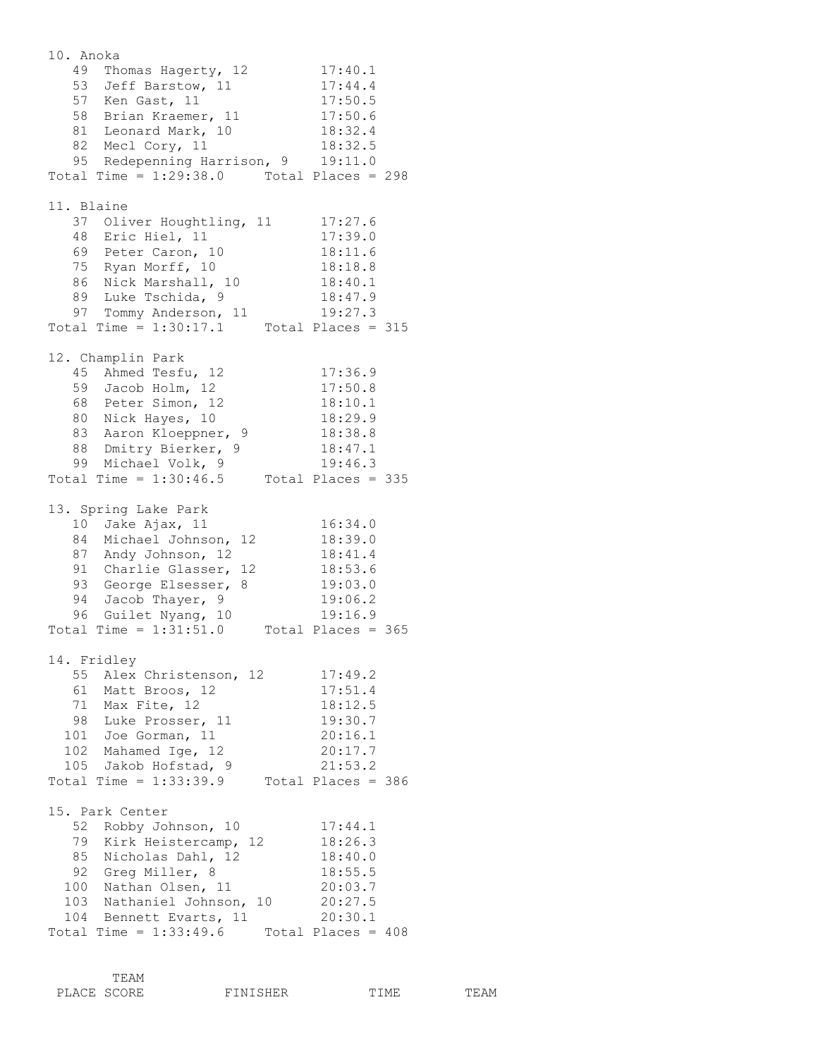```
10. Anoka
   49  Thomas Hagerty, 12         17:40.1
   53  Jeff Barstow, 11           17:44.4
   57  Ken Gast, 11               17:50.5
   58  Brian Kraemer, 11          17:50.6
   81  Leonard Mark, 10           18:32.4
   82  Mecl Cory, 11              18:32.5
   95  Redepenning Harrison, 9    19:11.0
Total Time = 1:29:38.0     Total Places = 298

11. Blaine
   37  Oliver Houghtling, 11      17:27.6
   48  Eric Hiel, 11              17:39.0
   69  Peter Caron, 10            18:11.6
   75  Ryan Morff, 10             18:18.8
   86  Nick Marshall, 10          18:40.1
   89  Luke Tschida, 9            18:47.9
   97  Tommy Anderson, 11         19:27.3
Total Time = 1:30:17.1     Total Places = 315

12. Champlin Park
   45  Ahmed Tesfu, 12            17:36.9
   59  Jacob Holm, 12             17:50.8
   68  Peter Simon, 12            18:10.1
   80  Nick Hayes, 10             18:29.9
   83  Aaron Kloeppner, 9         18:38.8
   88  Dmitry Bierker, 9          18:47.1
   99  Michael Volk, 9            19:46.3
Total Time = 1:30:46.5     Total Places = 335

13. Spring Lake Park
   10  Jake Ajax, 11              16:34.0
   84  Michael Johnson, 12        18:39.0
   87  Andy Johnson, 12           18:41.4
   91  Charlie Glasser, 12        18:53.6
   93  George Elsesser, 8         19:03.0
   94  Jacob Thayer, 9            19:06.2
   96  Guilet Nyang, 10           19:16.9
Total Time = 1:31:51.0     Total Places = 365

14. Fridley
   55  Alex Christenson, 12       17:49.2
   61  Matt Broos, 12             17:51.4
   71  Max Fite, 12               18:12.5
   98  Luke Prosser, 11           19:30.7
  101  Joe Gorman, 11             20:16.1
  102  Mahamed Ige, 12            20:17.7
  105  Jakob Hofstad, 9           21:53.2
Total Time = 1:33:39.9     Total Places = 386

15. Park Center
   52  Robby Johnson, 10          17:44.1
   79  Kirk Heistercamp, 12       18:26.3
   85  Nicholas Dahl, 12          18:40.0
   92  Greg Miller, 8             18:55.5
  100  Nathan Olsen, 11           20:03.7
  103  Nathaniel Johnson, 10      20:27.5
  104  Bennett Evarts, 11         20:30.1
Total Time = 1:33:49.6     Total Places = 408


        TEAM
 PLACE SCORE         FINISHER          TIME        TEAM
```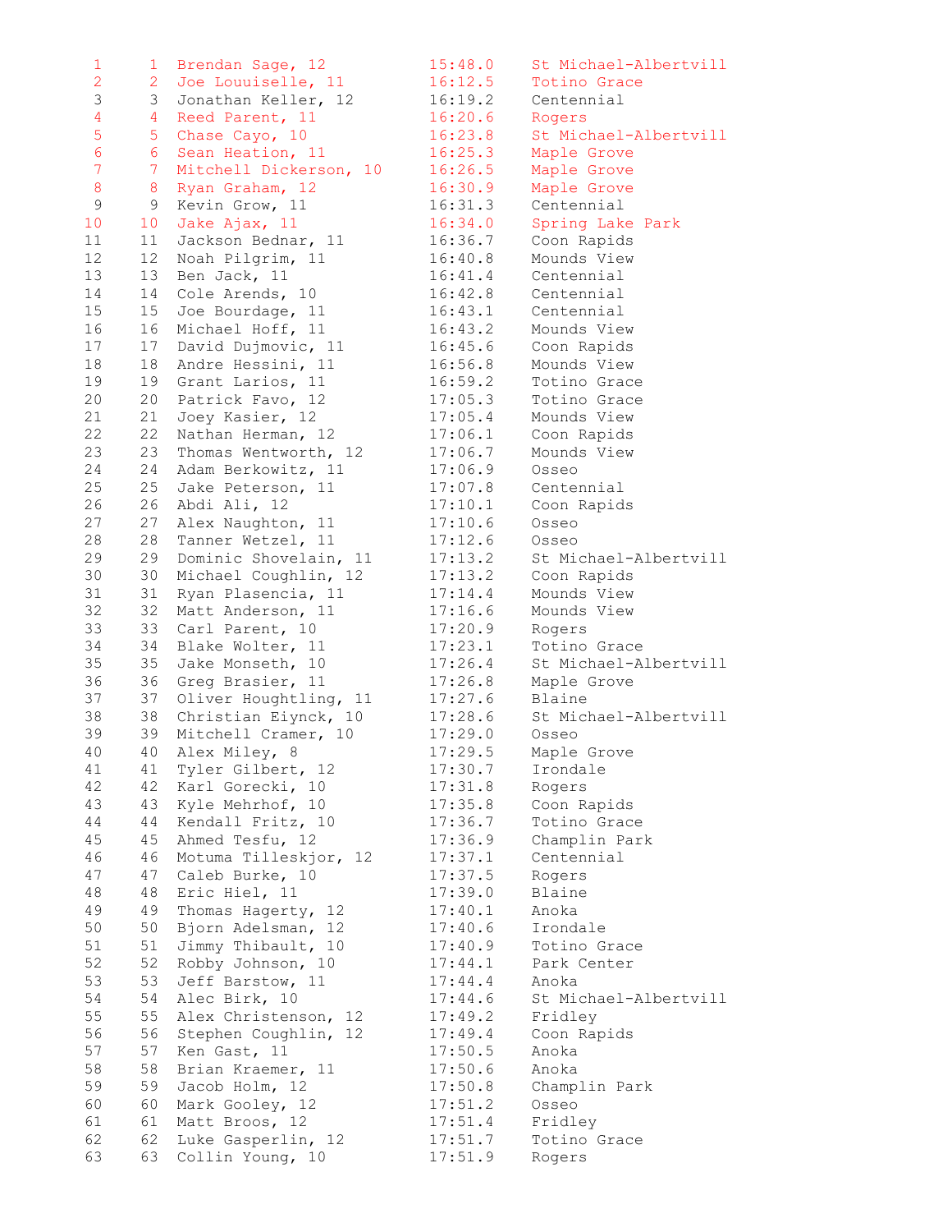```
1     1  Brendan Sage, 12          15:48.0    St Michael-Albertvill
2     2  Joe Louuiselle, 11        16:12.5    Totino Grace
3     3  Jonathan Keller, 12       16:19.2    Centennial
4     4  Reed Parent, 11           16:20.6    Rogers
5     5  Chase Cayo, 10            16:23.8    St Michael-Albertvill
6     6  Sean Heation, 11          16:25.3    Maple Grove
7     7  Mitchell Dickerson, 10    16:26.5    Maple Grove
8     8  Ryan Graham, 12           16:30.9    Maple Grove
9     9  Kevin Grow, 11            16:31.3    Centennial
10   10  Jake Ajax, 11             16:34.0    Spring Lake Park
11   11  Jackson Bednar, 11        16:36.7    Coon Rapids
12   12  Noah Pilgrim, 11          16:40.8    Mounds View
13   13  Ben Jack, 11              16:41.4    Centennial
14   14  Cole Arends, 10           16:42.8    Centennial
15   15  Joe Bourdage, 11          16:43.1    Centennial
16   16  Michael Hoff, 11          16:43.2    Mounds View
17   17  David Dujmovic, 11        16:45.6    Coon Rapids
18   18  Andre Hessini, 11         16:56.8    Mounds View
19   19  Grant Larios, 11          16:59.2    Totino Grace
20   20  Patrick Favo, 12          17:05.3    Totino Grace
21   21  Joey Kasier, 12           17:05.4    Mounds View
22   22  Nathan Herman, 12         17:06.1    Coon Rapids
23   23  Thomas Wentworth, 12      17:06.7    Mounds View
24   24  Adam Berkowitz, 11        17:06.9    Osseo
25   25  Jake Peterson, 11         17:07.8    Centennial
26   26  Abdi Ali, 12              17:10.1    Coon Rapids
27   27  Alex Naughton, 11         17:10.6    Osseo
28   28  Tanner Wetzel, 11         17:12.6    Osseo
29   29  Dominic Shovelain, 11     17:13.2    St Michael-Albertvill
30   30  Michael Coughlin, 12      17:13.2    Coon Rapids
31   31  Ryan Plasencia, 11        17:14.4    Mounds View
32   32  Matt Anderson, 11         17:16.6    Mounds View
33   33  Carl Parent, 10           17:20.9    Rogers
34   34  Blake Wolter, 11          17:23.1    Totino Grace
35   35  Jake Monseth, 10          17:26.4    St Michael-Albertvill
36   36  Greg Brasier, 11          17:26.8    Maple Grove
37   37  Oliver Houghtling, 11     17:27.6    Blaine
38   38  Christian Eiynck, 10      17:28.6    St Michael-Albertvill
39   39  Mitchell Cramer, 10       17:29.0    Osseo
40   40  Alex Miley, 8             17:29.5    Maple Grove
41   41  Tyler Gilbert, 12         17:30.7    Irondale
42   42  Karl Gorecki, 10          17:31.8    Rogers
43   43  Kyle Mehrhof, 10          17:35.8    Coon Rapids
44   44  Kendall Fritz, 10         17:36.7    Totino Grace
45   45  Ahmed Tesfu, 12           17:36.9    Champlin Park
46   46  Motuma Tilleskjor, 12     17:37.1    Centennial
47   47  Caleb Burke, 10           17:37.5    Rogers
48   48  Eric Hiel, 11             17:39.0    Blaine
49   49  Thomas Hagerty, 12        17:40.1    Anoka
50   50  Bjorn Adelsman, 12        17:40.6    Irondale
51   51  Jimmy Thibault, 10        17:40.9    Totino Grace
52   52  Robby Johnson, 10         17:44.1    Park Center
53   53  Jeff Barstow, 11          17:44.4    Anoka
54   54  Alec Birk, 10             17:44.6    St Michael-Albertvill
55   55  Alex Christenson, 12      17:49.2    Fridley
56   56  Stephen Coughlin, 12      17:49.4    Coon Rapids
57   57  Ken Gast, 11              17:50.5    Anoka
58   58  Brian Kraemer, 11         17:50.6    Anoka
59   59  Jacob Holm, 12            17:50.8    Champlin Park
60   60  Mark Gooley, 12           17:51.2    Osseo
61   61  Matt Broos, 12            17:51.4    Fridley
62   62  Luke Gasperlin, 12        17:51.7    Totino Grace
63   63  Collin Young, 10          17:51.9    Rogers
```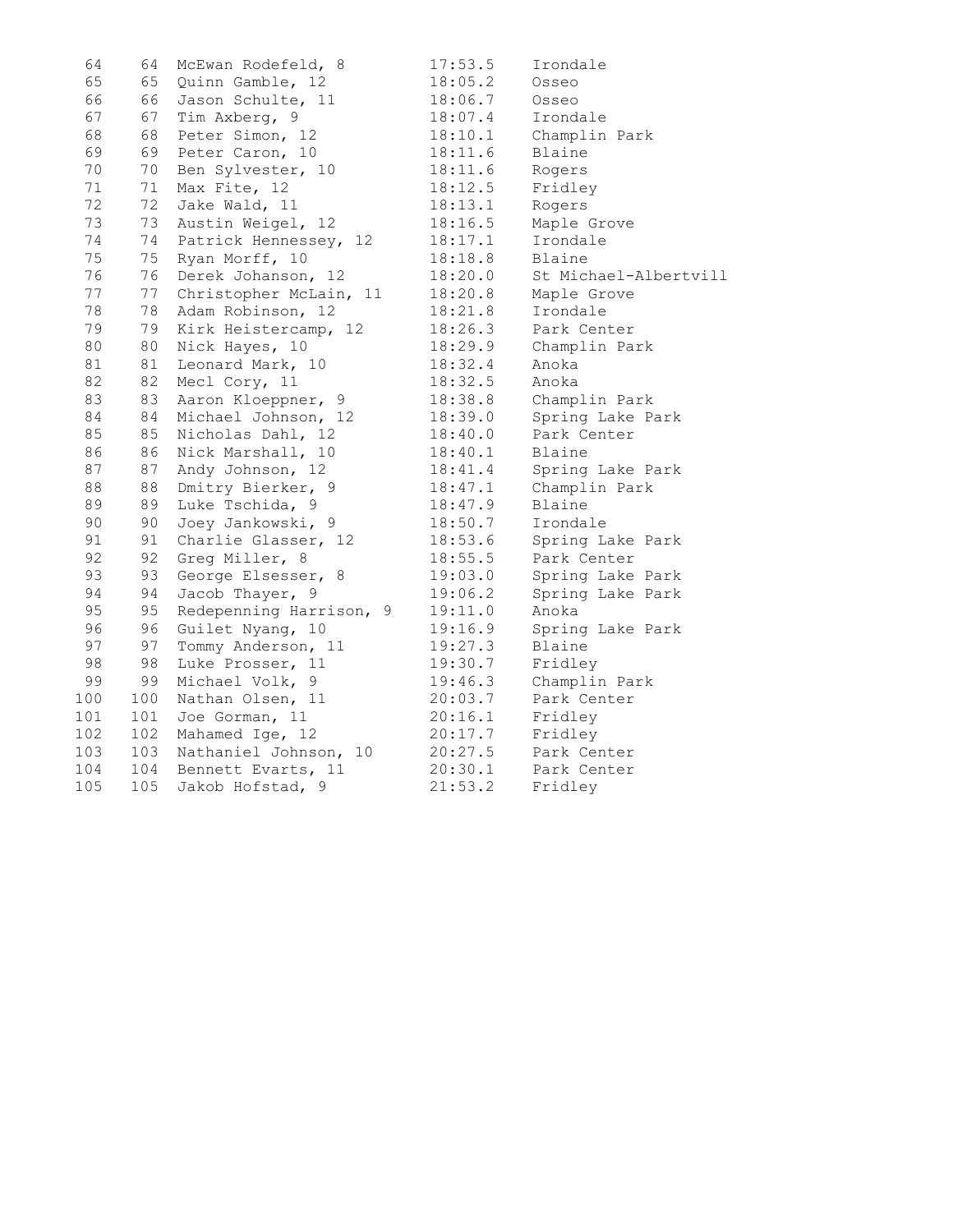| | | | | |
|---|---|---|---|---|
| 64 | 64 | McEwan Rodefeld, 8 | 17:53.5 | Irondale |
| 65 | 65 | Quinn Gamble, 12 | 18:05.2 | Osseo |
| 66 | 66 | Jason Schulte, 11 | 18:06.7 | Osseo |
| 67 | 67 | Tim Axberg, 9 | 18:07.4 | Irondale |
| 68 | 68 | Peter Simon, 12 | 18:10.1 | Champlin Park |
| 69 | 69 | Peter Caron, 10 | 18:11.6 | Blaine |
| 70 | 70 | Ben Sylvester, 10 | 18:11.6 | Rogers |
| 71 | 71 | Max Fite, 12 | 18:12.5 | Fridley |
| 72 | 72 | Jake Wald, 11 | 18:13.1 | Rogers |
| 73 | 73 | Austin Weigel, 12 | 18:16.5 | Maple Grove |
| 74 | 74 | Patrick Hennessey, 12 | 18:17.1 | Irondale |
| 75 | 75 | Ryan Morff, 10 | 18:18.8 | Blaine |
| 76 | 76 | Derek Johanson, 12 | 18:20.0 | St Michael-Albertvill |
| 77 | 77 | Christopher McLain, 11 | 18:20.8 | Maple Grove |
| 78 | 78 | Adam Robinson, 12 | 18:21.8 | Irondale |
| 79 | 79 | Kirk Heistercamp, 12 | 18:26.3 | Park Center |
| 80 | 80 | Nick Hayes, 10 | 18:29.9 | Champlin Park |
| 81 | 81 | Leonard Mark, 10 | 18:32.4 | Anoka |
| 82 | 82 | Mecl Cory, 11 | 18:32.5 | Anoka |
| 83 | 83 | Aaron Kloeppner, 9 | 18:38.8 | Champlin Park |
| 84 | 84 | Michael Johnson, 12 | 18:39.0 | Spring Lake Park |
| 85 | 85 | Nicholas Dahl, 12 | 18:40.0 | Park Center |
| 86 | 86 | Nick Marshall, 10 | 18:40.1 | Blaine |
| 87 | 87 | Andy Johnson, 12 | 18:41.4 | Spring Lake Park |
| 88 | 88 | Dmitry Bierker, 9 | 18:47.1 | Champlin Park |
| 89 | 89 | Luke Tschida, 9 | 18:47.9 | Blaine |
| 90 | 90 | Joey Jankowski, 9 | 18:50.7 | Irondale |
| 91 | 91 | Charlie Glasser, 12 | 18:53.6 | Spring Lake Park |
| 92 | 92 | Greg Miller, 8 | 18:55.5 | Park Center |
| 93 | 93 | George Elsesser, 8 | 19:03.0 | Spring Lake Park |
| 94 | 94 | Jacob Thayer, 9 | 19:06.2 | Spring Lake Park |
| 95 | 95 | Redepenning Harrison, 9 | 19:11.0 | Anoka |
| 96 | 96 | Guilet Nyang, 10 | 19:16.9 | Spring Lake Park |
| 97 | 97 | Tommy Anderson, 11 | 19:27.3 | Blaine |
| 98 | 98 | Luke Prosser, 11 | 19:30.7 | Fridley |
| 99 | 99 | Michael Volk, 9 | 19:46.3 | Champlin Park |
| 100 | 100 | Nathan Olsen, 11 | 20:03.7 | Park Center |
| 101 | 101 | Joe Gorman, 11 | 20:16.1 | Fridley |
| 102 | 102 | Mahamed Ige, 12 | 20:17.7 | Fridley |
| 103 | 103 | Nathaniel Johnson, 10 | 20:27.5 | Park Center |
| 104 | 104 | Bennett Evarts, 11 | 20:30.1 | Park Center |
| 105 | 105 | Jakob Hofstad, 9 | 21:53.2 | Fridley |